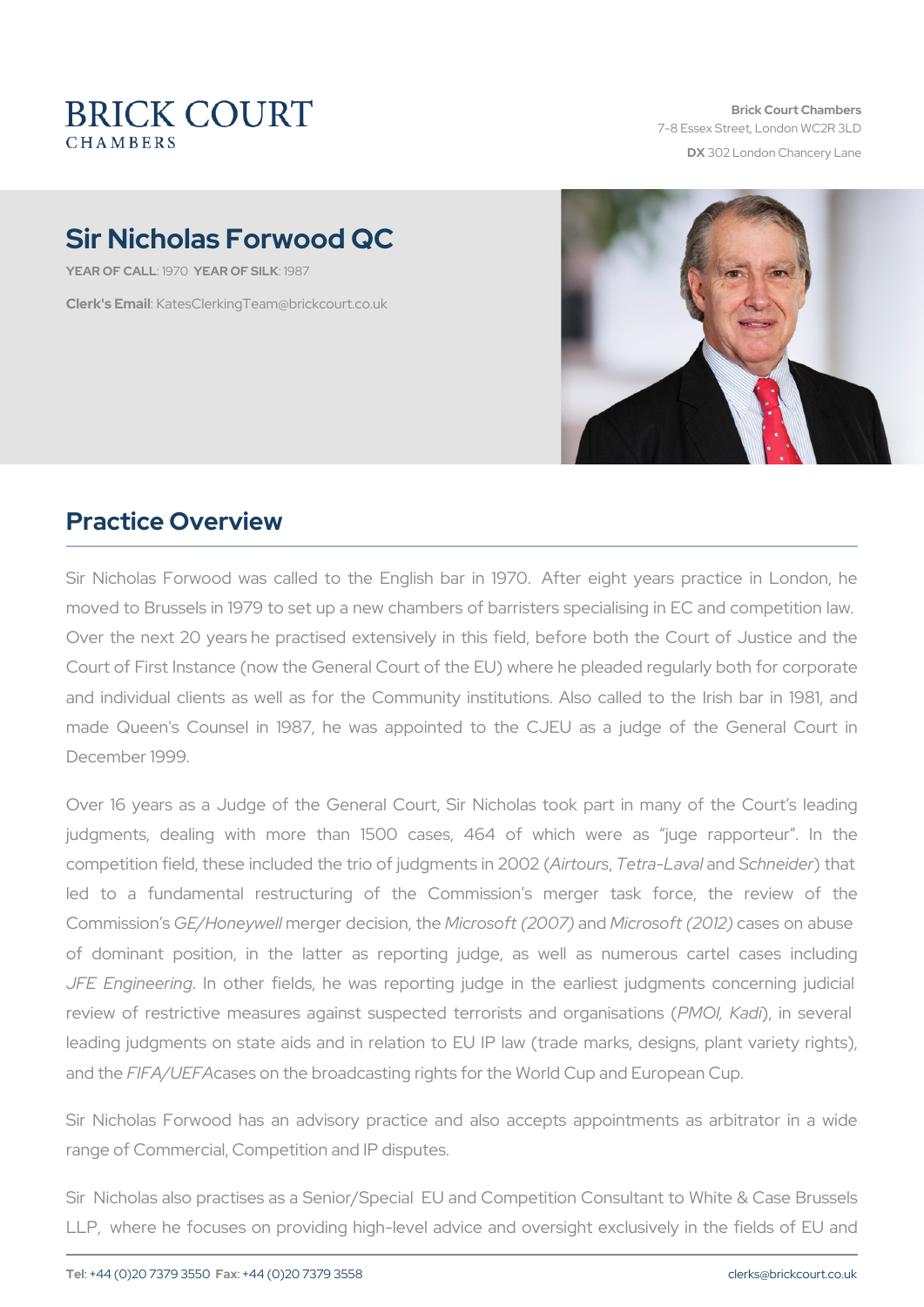# BRICK COURT CHAMBERS

**Brick Court Chambers**
7-8 Essex Street, London WC2R 3LD
**DX** 302 London Chancery Lane

## Sir Nicholas Forwood QC

**YEAR OF CALL**: 1970 **YEAR OF SILK**: 1987

**Clerk's Email**: KatesClerkingTeam@brickcourt.co.uk

## Practice Overview

Sir Nicholas Forwood was called to the English bar in 1970. After eight years practice in London, he moved to Brussels in 1979 to set up a new chambers of barristers specialising in EC and competition law. Over the next 20 years he practised extensively in this field, before both the Court of Justice and the Court of First Instance (now the General Court of the EU) where he pleaded regularly both for corporate and individual clients as well as for the Community institutions. Also called to the Irish bar in 1981, and made Queen's Counsel in 1987, he was appointed to the CJEU as a judge of the General Court in December 1999.

Over 16 years as a Judge of the General Court, Sir Nicholas took part in many of the Court's leading judgments, dealing with more than 1500 cases, 464 of which were as "juge rapporteur". In the competition field, these included the trio of judgments in 2002 (*Airtours*, *Tetra-Laval* and *Schneider*) that led to a fundamental restructuring of the Commission's merger task force, the review of the Commission's *GE/Honeywell* merger decision, the *Microsoft (2007)* and *Microsoft (2012)* cases on abuse of dominant position, in the latter as reporting judge, as well as numerous cartel cases including *JFE Engineering*. In other fields, he was reporting judge in the earliest judgments concerning judicial review of restrictive measures against suspected terrorists and organisations (*PMOI*, *Kadi*), in several leading judgments on state aids and in relation to EU IP law (trade marks, designs, plant variety rights), and the *FIFA/UEFA* cases on the broadcasting rights for the World Cup and European Cup.

Sir Nicholas Forwood has an advisory practice and also accepts appointments as arbitrator in a wide range of Commercial, Competition and IP disputes.

Sir Nicholas also practises as a Senior/Special EU and Competition Consultant to White & Case Brussels LLP, where he focuses on providing high-level advice and oversight exclusively in the fields of EU and

**Tel**: +44 (0)20 7379 3550 **Fax**: +44 (0)20 7379 3558 clerks@brickcourt.co.uk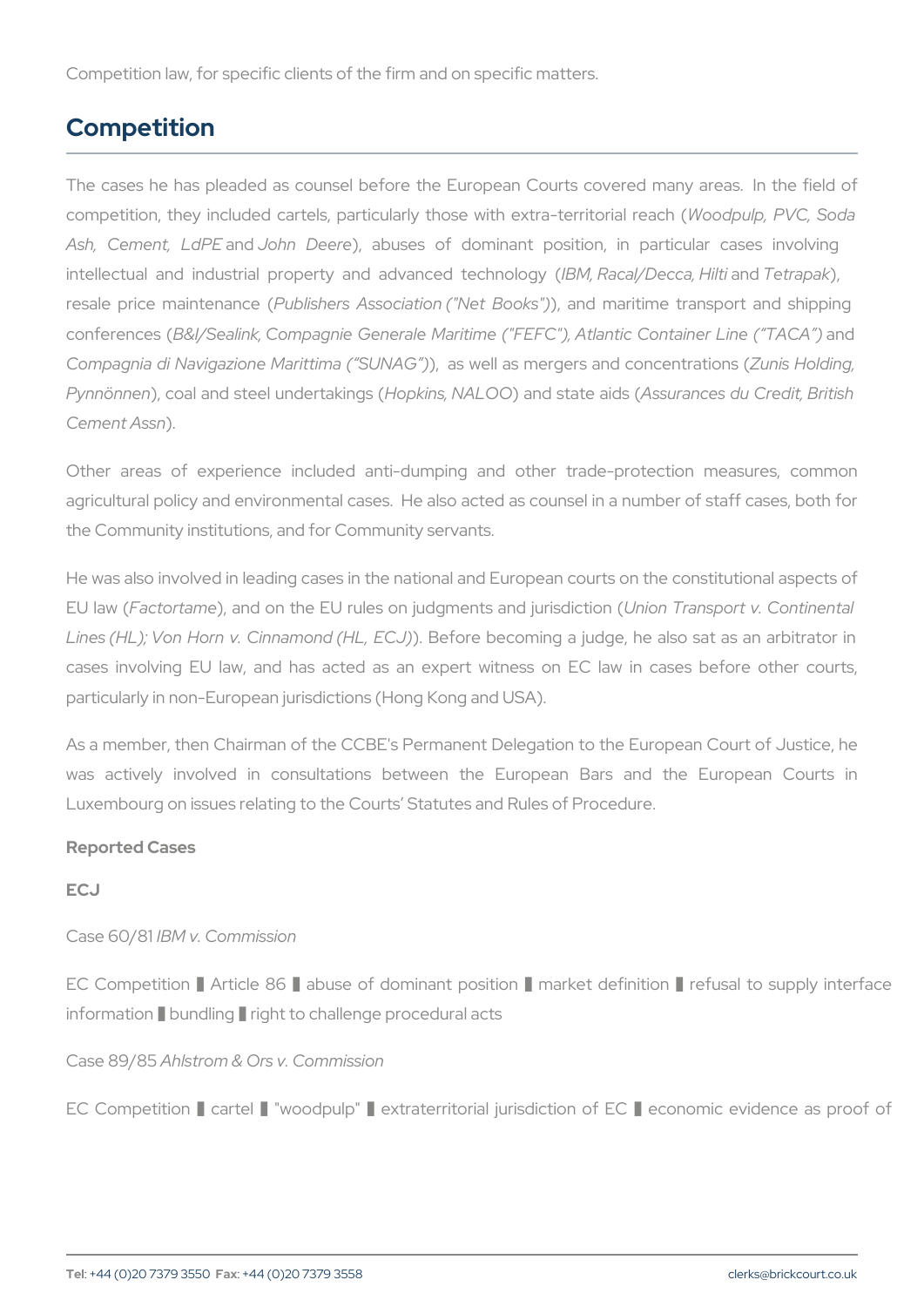Competition law, for specific clients of the firm and on specific matters.

## Competition

The cases he has pleaded as counsel before the European Courts covered many areas. In the field of competition, they included cartels, particularly those with extra-territorial reach (*Woodpulp, PVC, Soda Ash, Cement, LdPE* and *John Deere*), abuses of dominant position, in particular cases involving intellectual and industrial property and advanced technology (*IBM, Racal/Decca, Hilti* and *Tetrapak*), resale price maintenance (*Publishers Association ("Net Books")*), and maritime transport and shipping conferences (*B&I/Sealink, Compagnie Generale Maritime ("FEFC"), Atlantic Container Line ("TACA")* and *Compagnia di Navigazione Marittima ("SUNAG")*), as well as mergers and concentrations (*Zunis Holding, Pynnönnen*), coal and steel undertakings (*Hopkins, NALOO*) and state aids (*Assurances du Credit, British Cement Assn*).

Other areas of experience included anti-dumping and other trade-protection measures, common agricultural policy and environmental cases. He also acted as counsel in a number of staff cases, both for the Community institutions, and for Community servants.

He was also involved in leading cases in the national and European courts on the constitutional aspects of EU law (*Factortame*), and on the EU rules on judgments and jurisdiction (*Union Transport v. Continental Lines (HL); Von Horn v. Cinnamond (HL, ECJ)*). Before becoming a judge, he also sat as an arbitrator in cases involving EU law, and has acted as an expert witness on EC law in cases before other courts, particularly in non-European jurisdictions (Hong Kong and USA).

As a member, then Chairman of the CCBE's Permanent Delegation to the European Court of Justice, he was actively involved in consultations between the European Bars and the European Courts in Luxembourg on issues relating to the Courts' Statutes and Rules of Procedure.

**Reported Cases**

**ECJ**

Case 60/81 *IBM v. Commission*

EC Competition ▌Article 86 ▌abuse of dominant position ▌market definition ▌refusal to supply interface information ▌bundling ▌right to challenge procedural acts

Case 89/85 *Ahlstrom & Ors v. Commission*

EC Competition ▌cartel ▌"woodpulp" ▌extraterritorial jurisdiction of EC ▌economic evidence as proof of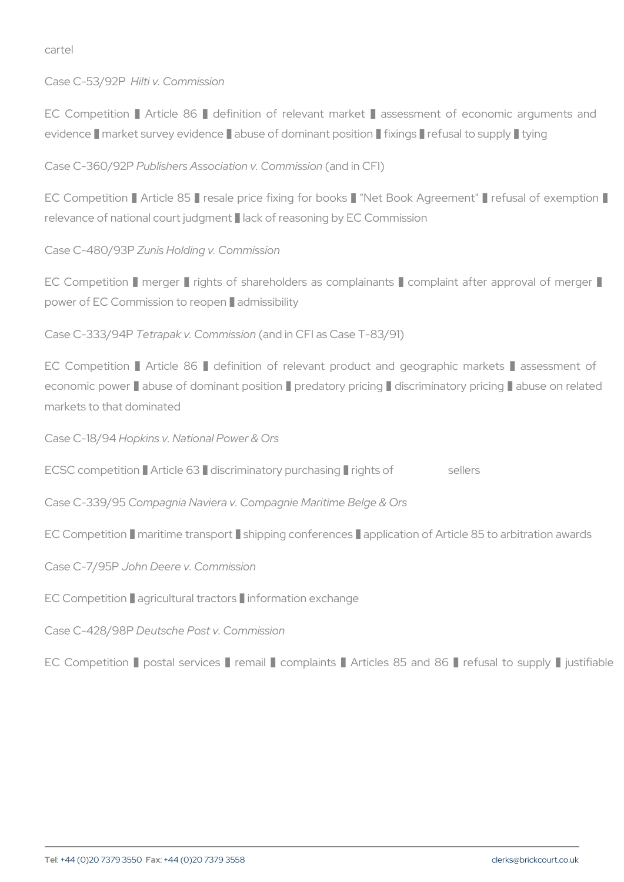cartel

Case C-53/92P *Hilti v. Commission*

EC Competition ▌Article 86 ▌definition of relevant market ▌assessment of economic arguments and evidence ▌market survey evidence ▌abuse of dominant position ▌fixings ▌refusal to supply ▌tying

Case C-360/92P *Publishers Association v. Commission* (and in CFI)

EC Competition ▌Article 85 ▌resale price fixing for books ▌"Net Book Agreement" ▌refusal of exemption ▌relevance of national court judgment ▌lack of reasoning by EC Commission

Case C-480/93P *Zunis Holding v. Commission*

EC Competition ▌merger ▌rights of shareholders as complainants ▌complaint after approval of merger ▌power of EC Commission to reopen ▌admissibility

Case C-333/94P *Tetrapak v. Commission* (and in CFI as Case T-83/91)

EC Competition ▌Article 86 ▌definition of relevant product and geographic markets ▌assessment of economic power ▌abuse of dominant position ▌predatory pricing ▌discriminatory pricing ▌abuse on related markets to that dominated

Case C-18/94 *Hopkins v. National Power & Ors*

ECSC competition ▌Article 63 ▌discriminatory purchasing ▌rights of sellers

Case C-339/95 *Compagnia Naviera v. Compagnie Maritime Belge & Ors*

EC Competition ▌maritime transport ▌shipping conferences ▌application of Article 85 to arbitration awards

Case C-7/95P *John Deere v. Commission*

EC Competition ▌agricultural tractors ▌information exchange

Case C-428/98P *Deutsche Post v. Commission*

EC Competition ▌postal services ▌remail ▌complaints ▌Articles 85 and 86 ▌refusal to supply ▌justifiable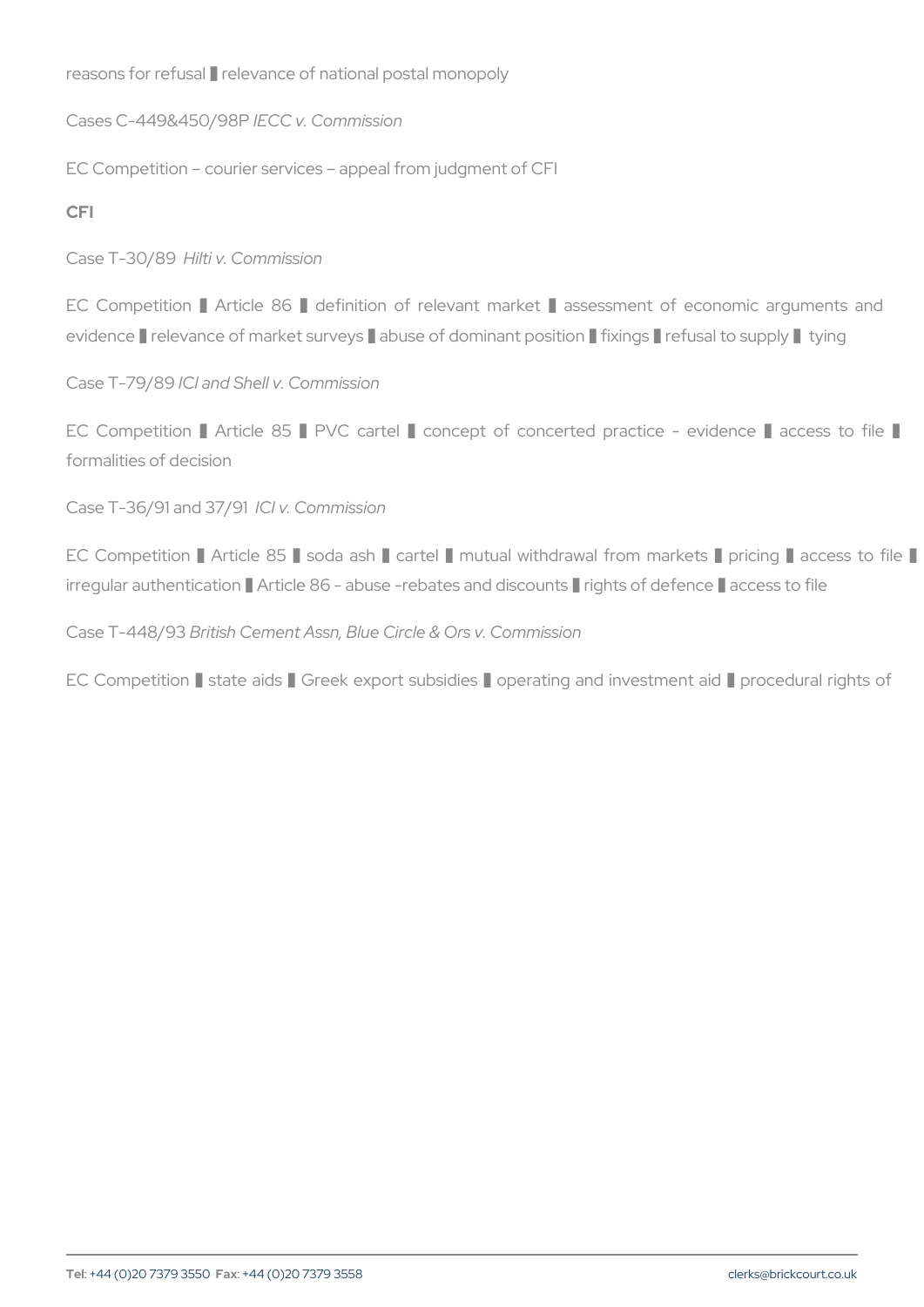reasons for refusal ▌relevance of national postal monopoly

Cases C-449&450/98P *IECC v. Commission*

EC Competition – courier services – appeal from judgment of CFI

**CFI**

Case T-30/89 *Hilti v. Commission*

EC Competition ▌Article 86 ▌definition of relevant market ▌assessment of economic arguments and evidence ▌relevance of market surveys ▌abuse of dominant position ▌fixings ▌refusal to supply ▌ tying

Case T-79/89 *ICI and Shell v. Commission*

EC Competition ▌Article 85 ▌PVC cartel ▌concept of concerted practice – evidence ▌access to file ▌ formalities of decision

Case T-36/91 and 37/91 *ICI v. Commission*

EC Competition ▌Article 85 ▌soda ash ▌cartel ▌mutual withdrawal from markets ▌pricing ▌access to file ▌ irregular authentication ▌Article 86 – abuse -rebates and discounts ▌rights of defence ▌access to file

Case T-448/93 *British Cement Assn, Blue Circle & Ors v. Commission*

EC Competition ▌state aids ▌Greek export subsidies ▌operating and investment aid ▌procedural rights of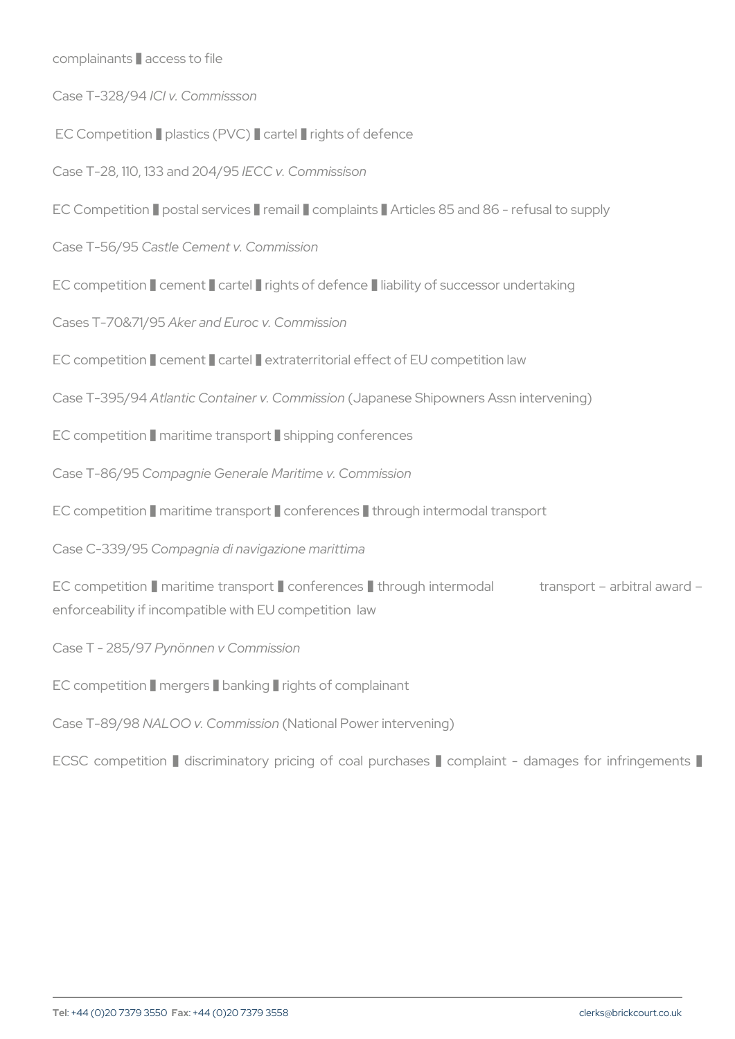complainants ▌ access to file

Case T-328/94 *ICI v. Commissson*

EC Competition ▌ plastics (PVC) ▌ cartel ▌ rights of defence

Case T-28, 110, 133 and 204/95 *IECC v. Commissison*

EC Competition ▌ postal services ▌ remail ▌ complaints ▌ Articles 85 and 86 - refusal to supply

Case T-56/95 *Castle Cement v. Commission*

EC competition ▌ cement ▌ cartel ▌ rights of defence ▌ liability of successor undertaking

Cases T-70&71/95 *Aker and Euroc v. Commission*

EC competition ▌ cement ▌ cartel ▌ extraterritorial effect of EU competition law

Case T-395/94 *Atlantic Container v. Commission* (Japanese Shipowners Assn intervening)

EC competition ▌ maritime transport ▌ shipping conferences

Case T-86/95 *Compagnie Generale Maritime v. Commission*

EC competition ▌ maritime transport ▌ conferences ▌ through intermodal transport

Case C-339/95 *Compagnia di navigazione marittima*

EC competition ▌ maritime transport ▌ conferences ▌ through intermodal transport – arbitral award – enforceability if incompatible with EU competition law

Case T - 285/97 *Pynönnen v Commission*

EC competition ▌ mergers ▌ banking ▌ rights of complainant

Case T-89/98 *NALOO v. Commission* (National Power intervening)

ECSC competition ▌ discriminatory pricing of coal purchases ▌ complaint - damages for infringements ▌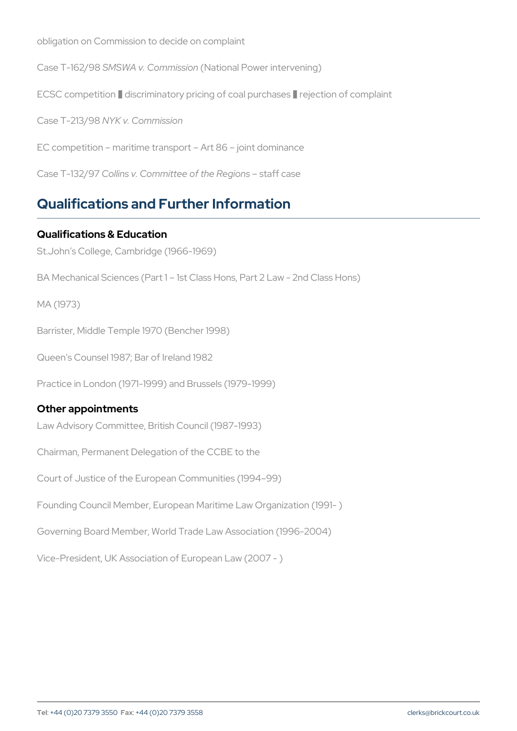obligation on Commission to decide on complaint

Case T-162/98 *SMSWA v. Commission* (National Power intervening)

ECSC competition ▌discriminatory pricing of coal purchases ▌rejection of complaint

Case T-213/98 *NYK v. Commission*

EC competition – maritime transport – Art 86 – joint dominance

Case T-132/97 *Collins v. Committee of the Regions* – staff case

## Qualifications and Further Information

### Qualifications & Education

St.John's College, Cambridge (1966-1969)

BA Mechanical Sciences (Part 1 – 1st Class Hons, Part 2 Law - 2nd Class Hons)

MA (1973)

Barrister, Middle Temple 1970 (Bencher 1998)

Queen's Counsel 1987; Bar of Ireland 1982

Practice in London (1971-1999) and Brussels (1979-1999)

### Other appointments

Law Advisory Committee, British Council (1987-1993)

Chairman, Permanent Delegation of the CCBE to the

Court of Justice of the European Communities (1994–99)

Founding Council Member, European Maritime Law Organization (1991- )

Governing Board Member, World Trade Law Association (1996-2004)

Vice-President, UK Association of European Law (2007 - )